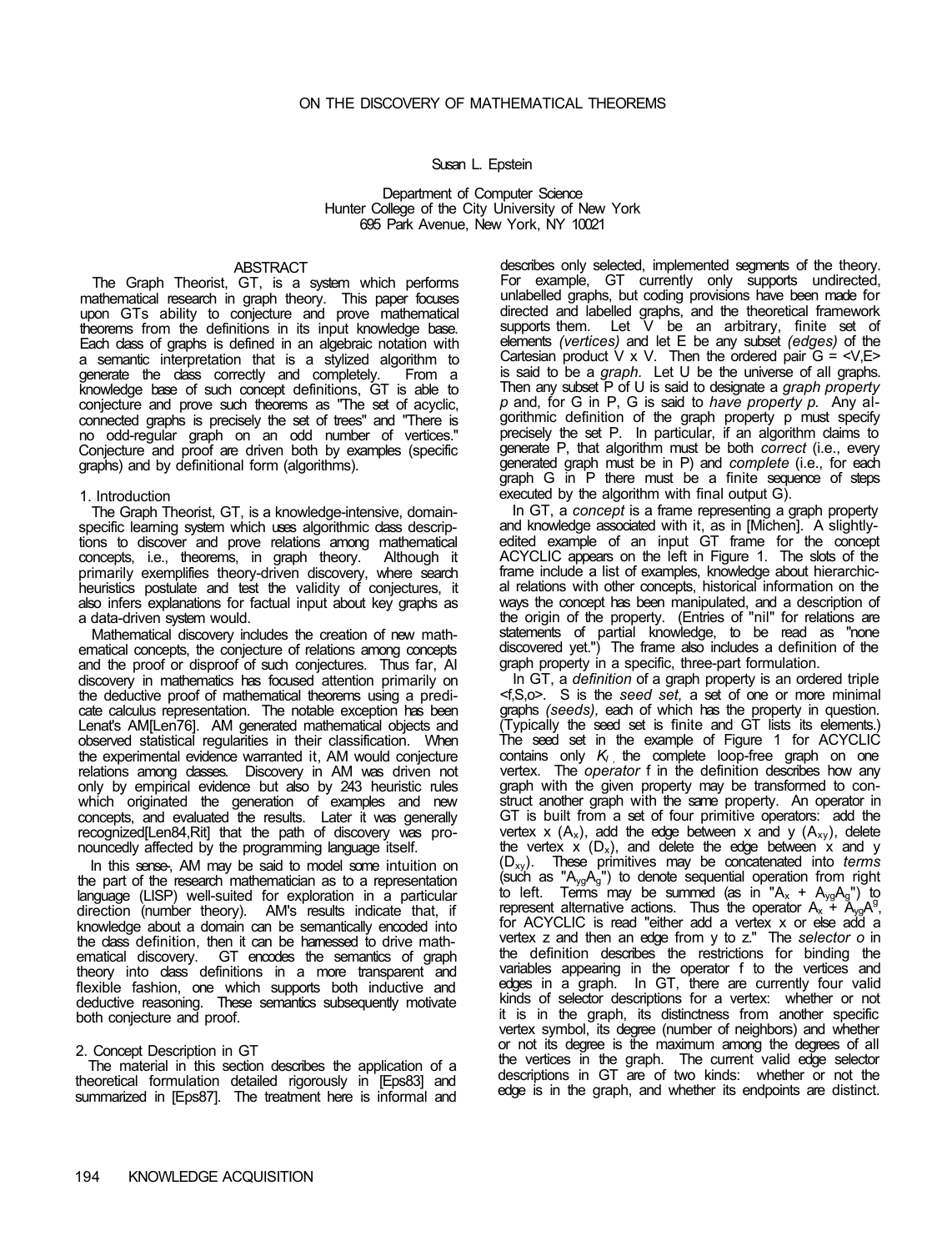# ON THE DISCOVERY OF MATHEMATICAL THEOREMS

Susan L. Epstein

Department of Computer Science
Hunter College of the City University of New York
695 Park Avenue, New York, NY 10021

## ABSTRACT

The Graph Theorist, GT, is a system which performs mathematical research in graph theory. This paper focuses upon GTs ability to conjecture and prove mathematical theorems from the definitions in its input knowledge base. Each class of graphs is defined in an algebraic notation with a semantic interpretation that is a stylized algorithm to generate the class correctly and completely. From a knowledge base of such concept definitions, GT is able to conjecture and prove such theorems as "The set of acyclic, connected graphs is precisely the set of trees" and "There is no odd-regular graph on an odd number of vertices." Conjecture and proof are driven both by examples (specific graphs) and by definitional form (algorithms).

## 1. Introduction

The Graph Theorist, GT, is a knowledge-intensive, domain-specific learning system which uses algorithmic class descriptions to discover and prove relations among mathematical concepts, i.e., theorems, in graph theory. Although it primarily exemplifies theory-driven discovery, where search heuristics postulate and test the validity of conjectures, it also infers explanations for factual input about key graphs as a data-driven system would.

Mathematical discovery includes the creation of new mathematical concepts, the conjecture of relations among concepts and the proof or disproof of such conjectures. Thus far, AI discovery in mathematics has focused attention primarily on the deductive proof of mathematical theorems using a predicate calculus representation. The notable exception has been Lenat's AM[Len76]. AM generated mathematical objects and observed statistical regularities in their classification. When the experimental evidence warranted it, AM would conjecture relations among classes. Discovery in AM was driven not only by empirical evidence but also by 243 heuristic rules which originated the generation of examples and new concepts, and evaluated the results. Later it was generally recognized[Len84,Rit] that the path of discovery was pronouncedly affected by the programming language itself.

In this sense, AM may be said to model some intuition on the part of the research mathematician as to a representation language (LISP) well-suited for exploration in a particular direction (number theory). AM's results indicate that, if knowledge about a domain can be semantically encoded into the class definition, then it can be harnessed to drive mathematical discovery. GT encodes the semantics of graph theory into class definitions in a more transparent and flexible fashion, one which supports both inductive and deductive reasoning. These semantics subsequently motivate both conjecture and proof.

## 2. Concept Description in GT

The material in this section describes the application of a theoretical formulation detailed rigorously in [Eps83] and summarized in [Eps87]. The treatment here is informal and describes only selected, implemented segments of the theory. For example, GT currently only supports undirected, unlabelled graphs, but coding provisions have been made for directed and labelled graphs, and the theoretical framework supports them. Let V be an arbitrary, finite set of elements *(vertices)* and let E be any subset *(edges)* of the Cartesian product V x V. Then the ordered pair G = <V,E> is said to be a *graph.* Let U be the universe of all graphs. Then any subset P of U is said to designate a *graph property p* and, for G in P, G is said to *have property p.* Any algorithmic definition of the graph property p must specify precisely the set P. In particular, if an algorithm claims to generate P, that algorithm must be both *correct* (i.e., every generated graph must be in P) and *complete* (i.e., for each graph G in P there must be a finite sequence of steps executed by the algorithm with final output G).

In GT, a *concept* is a frame representing a graph property and knowledge associated with it, as in [Michen]. A slightly-edited example of an input GT frame for the concept ACYCLIC appears on the left in Figure 1. The slots of the frame include a list of examples, knowledge about hierarchical relations with other concepts, historical information on the ways the concept has been manipulated, and a description of the origin of the property. (Entries of "nil" for relations are statements of partial knowledge, to be read as "none discovered yet.") The frame also includes a definition of the graph property in a specific, three-part formulation.

In GT, a *definition* of a graph property is an ordered triple <f,S,o>. S is the *seed set,* a set of one or more minimal graphs *(seeds),* each of which has the property in question. (Typically the seed set is finite and GT lists its elements.) The seed set in the example of Figure 1 for ACYCLIC contains only $K_1$, the complete loop-free graph on one vertex. The *operator* f in the definition describes how any graph with the given property may be transformed to construct another graph with the same property. An operator in GT is built from a set of four primitive operators: add the vertex x ($A_x$), add the edge between x and y ($A_{xy}$), delete the vertex x ($D_x$), and delete the edge between x and y ($D_{xy}$). These primitives may be concatenated into *terms* (such as "$A_{yg}A_g$") to denote sequential operation from right to left. Terms may be summed (as in "$A_x + A_{yg}A_g$") to represent alternative actions. Thus the operator $A_x + A_{yg}A^g$, for ACYCLIC is read "either add a vertex x or else add a vertex z and then an edge from y to z." The *selector o* in the definition describes the restrictions for binding the variables appearing in the operator f to the vertices and edges in a graph. In GT, there are currently four valid kinds of selector descriptions for a vertex: whether or not it is in the graph, its distinctness from another specific vertex symbol, its degree (number of neighbors) and whether or not its degree is the maximum among the degrees of all the vertices in the graph. The current valid edge selector descriptions in GT are of two kinds: whether or not the edge is in the graph, and whether its endpoints are distinct.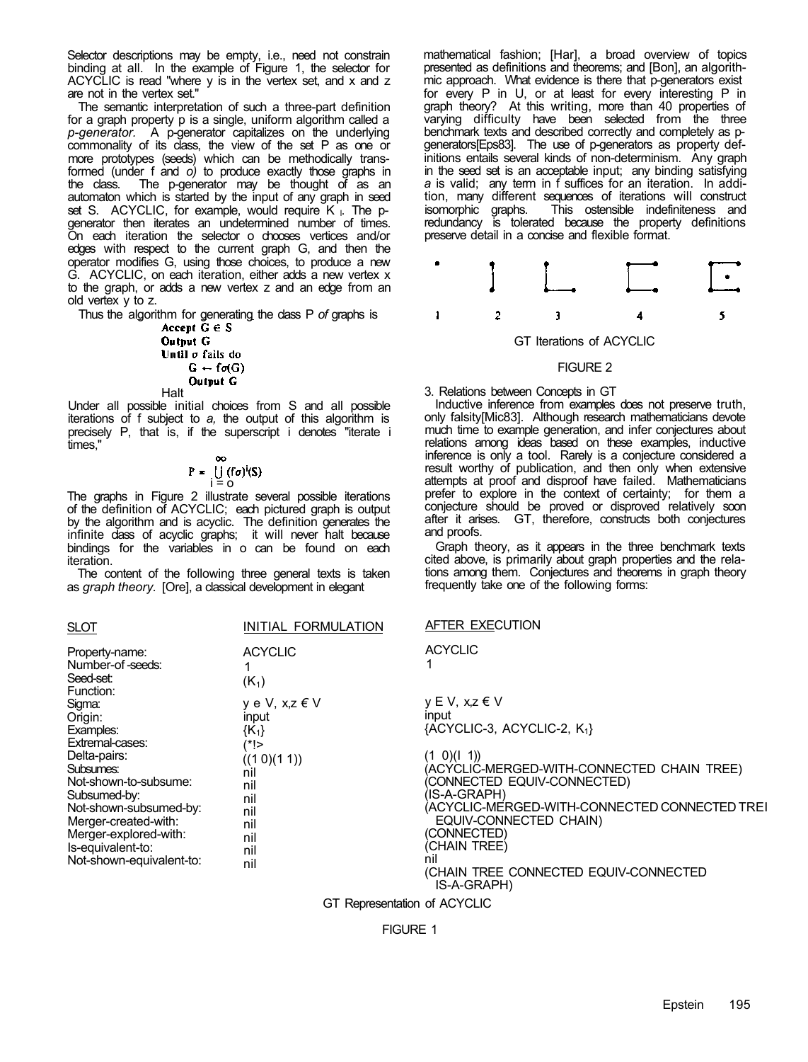Selector descriptions may be empty, i.e., need not constrain binding at all. In the example of Figure 1, the selector for ACYCLIC is read "where y is in the vertex set, and x and z are not in the vertex set."

The semantic interpretation of such a three-part definition for a graph property p is a single, uniform algorithm called a *p-generator.* A p-generator capitalizes on the underlying commonality of its class, the view of the set P as one or more prototypes (seeds) which can be methodically transformed (under f and *σ)* to produce exactly those graphs in the class. The p-generator may be thought of as an automaton which is started by the input of any graph in seed set S. ACYCLIC, for example, would require $K_1$. The p-generator then iterates an undetermined number of times. On each iteration the selector σ chooses vertices and/or edges with respect to the current graph G, and then the operator modifies G, using those choices, to produce a new G. ACYCLIC, on each iteration, either adds a new vertex x to the graph, or adds a new vertex z and an edge from an old vertex y to z.

Thus the algorithm for generating the class P *of* graphs is

```
Accept G ∈ S
Output G
Until σ fails do
      G ← fσ(G)
      Output G
Halt
```

Under all possible initial choices from S and all possible iterations of f subject to *σ,* the output of this algorithm is precisely P, that is, if the superscript i denotes "iterate i times,"

$$P = \bigcup_{i=0}^{\infty} (f\sigma)^i(S)$$

The graphs in Figure 2 illustrate several possible iterations of the definition of ACYCLIC; each pictured graph is output by the algorithm and is acyclic. The definition generates the infinite class of acyclic graphs; it will never halt because bindings for the variables in σ can be found on each iteration.

The content of the following three general texts is taken as *graph theory.* [Ore], a classical development in elegant mathematical fashion; [Har], a broad overview of topics presented as definitions and theorems; and [Bon], an algorithmic approach. What evidence is there that p-generators exist for every P in U, or at least for every interesting P in graph theory? At this writing, more than 40 properties of varying difficulty have been selected from the three benchmark texts and described correctly and completely as p-generators[Eps83]. The use of p-generators as property definitions entails several kinds of non-determinism. Any graph in the seed set is an acceptable input; any binding satisfying *σ* is valid; any term in f suffices for an iteration. In addition, many different sequences of iterations will construct isomorphic graphs. This ostensible indefiniteness and redundancy is tolerated because the property definitions preserve detail in a concise and flexible format.

1 2 3 4 5

GT Iterations of ACYCLIC

FIGURE 2

3. Relations between Concepts in GT

Inductive inference from examples does not preserve truth, only falsity[Mic83]. Although research mathematicians devote much time to example generation, and infer conjectures about relations among ideas based on these examples, inductive inference is only a tool. Rarely is a conjecture considered a result worthy of publication, and then only when extensive attempts at proof and disproof have failed. Mathematicians prefer to explore in the context of certainty; for them a conjecture should be proved or disproved relatively soon after it arises. GT, therefore, constructs both conjectures and proofs.

Graph theory, as it appears in the three benchmark texts cited above, is primarily about graph properties and the relations among them. Conjectures and theorems in graph theory frequently take one of the following forms:

| SLOT | INITIAL FORMULATION | AFTER EXECUTION |
|---|---|---|
| Property-name: | ACYCLIC | ACYCLIC |
| Number-of-seeds: | 1 | 1 |
| Seed-set: | ($K_1$) | |
| Function: | | |
| Sigma: | y ∈ V, x,z ∉ V | y ∈ V, x,z ∉ V |
| Origin: | input | input |
| Examples: | {$K_1$} | {ACYCLIC-3, ACYCLIC-2, $K_1$} |
| Extremal-cases: | (*!> | |
| Delta-pairs: | ((1 0)(1 1)) | (1 0)(1 1)) |
| Subsumes: | nil | (ACYCLIC-MERGED-WITH-CONNECTED CHAIN TREE) |
| Not-shown-to-subsume: | nil | (CONNECTED EQUIV-CONNECTED) |
| Subsumed-by: | nil | (IS-A-GRAPH) |
| Not-shown-subsumed-by: | nil | (ACYCLIC-MERGED-WITH-CONNECTED CONNECTED TREE EQUIV-CONNECTED CHAIN) |
| Merger-created-with: | nil | (CONNECTED) |
| Merger-explored-with: | nil | (CHAIN TREE) |
| Is-equivalent-to: | nil | nil |
| Not-shown-equivalent-to: | nil | (CHAIN TREE CONNECTED EQUIV-CONNECTED IS-A-GRAPH) |

GT Representation of ACYCLIC

FIGURE 1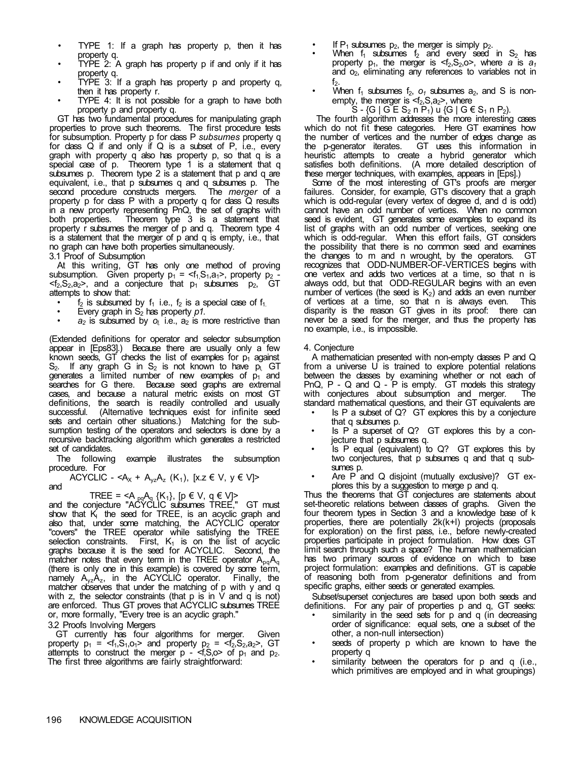- TYPE 1: If a graph has property p, then it has property q.
- TYPE 2: A graph has property p if and only if it has property q.
- TYPE 3: If a graph has property p and property q, then it has property r.
- TYPE 4: It is not possible for a graph to have both property p and property q.

GT has two fundamental procedures for manipulating graph properties to prove such theorems. The first procedure tests for subsumption. Property p for class P *subsumes* property q for class Q if and only if Q is a subset of P, i.e., every graph with property q also has property p, so that q is a special case of p. Theorem type 1 is a statement that q subsumes p. Theorem type 2 is a statement that p and q are equivalent, i.e., that p subsumes q and q subsumes p. The second procedure constructs mergers. The *merger* of a property p for class P with a property q for class Q results in a new property representing P∩Q, the set of graphs with both properties. Theorem type 3 is a statement that property r subsumes the merger of p and q. Theorem type 4 is a statement that the merger of p and q is empty, i.e., that no graph can have both properties simultaneously.

### 3.1 Proof of Subsumption

At this writing, GT has only one method of proving subsumption. Given property $p_1 = \langle f_1, S_1, a_1 \rangle$, property $p_2 = \langle f_2, S_2, a_2 \rangle$, and a conjecture that $p_1$ subsumes $p_2$, GT attempts to show that:

- $f_2$ is subsumed by $f_1$ i.e., $f_2$ is a special case of $f_1$.
- Every graph in $S_2$ has property *p1*.
- $a_2$ is subsumed by $o_l$, i.e., $a_2$ is more restrictive than

(Extended definitions for operator and selector subsumption appear in [Eps83].) Because there are usually only a few known seeds, GT checks the list of examples for $p_1$ against $S_2$. If any graph G in $S_2$ is not known to have $p_l$, GT generates a limited number of new examples of $p_1$ and searches for G there. Because seed graphs are extremal cases, and because a natural metric exists on most GT definitions, the search is readily controlled and usually successful. (Alternative techniques exist for infinite seed sets and certain other situations.) Matching for the subsumption testing *of* the operators and selectors is done by a recursive backtracking algorithm which generates a restricted set of candidates.

The following example illustrates the subsumption procedure. For

$$\text{ACYCLIC} - \langle A_X + A_{yz}A_z\ (K_1),\ [x.z \in V,\ y \in V] \rangle$$

and

$$\text{TREE} = \langle A_{pq}A_q\ \{K_1\},\ [p \in V,\ q \in V] \rangle$$

and the conjecture "ACYCLIC subsumes TREE," GT must show that $K_l$ the seed for TREE, is an acyclic graph and also that, under some matching, the ACYCLIC operator "covers" the TREE operator while satisfying the TREE selection constraints. First, $K_1$ is on the list of acyclic graphs because it is the seed for ACYCLIC. Second, the matcher notes that every term in the TREE operator $A_{pq}A_q$ (there is only one in this example) is covered by some term, namely $A_{yz}A_z$, in the ACYCLIC operator. Finally, the matcher observes that under the matching of p with y and q with z, the selector constraints (that p is in V and q is not) are enforced. Thus GT proves that ACYCLIC subsumes TREE or, more formally, "Every tree is an acyclic graph."

### 3.2 Proofs Involving Mergers

GT currently has four algorithms for merger. Given property $p_1 = \langle f_1, S_1, o_1 \rangle$ and property $p_2 = \langle f_2, S_2, a_2 \rangle$, GT attempts to construct the merger $p - \langle f, S, o \rangle$ of $p_1$ and $p_2$. The first three algorithms are fairly straightforward:

- If $P_1$ subsumes $p_2$, the merger is simply $p_2$.
- When $f_1$ subsumes $f_2$ and every seed in $S_2$ has property $p_1$, the merger is $\langle f_2, S_2, o \rangle$, where *a* is $a_1$ and $o_2$, eliminating any references to variables not in $f_2$.
- When $f_1$ subsumes $f_2$, $o_1$ subsumes $a_2$, and S is non-empty, the merger is $\langle f_2, S, a_2 \rangle$, where
$$S - \{G \mid G \in S_2 \cap P_1\} \cup \{G \mid G \in S_1 \cap P_2\}.$$

The fourth algorithm addresses the more interesting cases which do not fit these categories. Here GT examines how the number of vertices and the number of edges change as the p-generator iterates. GT uses this information in heuristic attempts to create a hybrid generator which satisfies both definitions. (A more detailed description of these merger techniques, with examples, appears in [Eps].)

Some of the most interesting of GT's proofs are merger failures. Consider, for example, GT's discovery that a graph which is odd-regular (every vertex of degree d, and d is odd) cannot have an odd number of vertices. When no common seed is evident, GT generates some examples to expand its list of graphs with an odd number of vertices, seeking one which is odd-regular. When this effort fails, GT considers the possibility that there is no common seed and examines the changes to m and n wrought, by the operators. GT recognizes that ODD-NUMBER-OF-VERTICES begins with one vertex and adds two vertices at a time, so that n is always odd, but that ODD-REGULAR begins with an even number of vertices (the seed is $K_2$) and adds an even number of vertices at a time, so that n is always even. This disparity is the reason GT gives in its proof: there can never be a seed for the merger, and thus the property has no example, i.e., is impossible.

## 4. Conjecture

A mathematician presented with non-empty classes P and Q from a universe U is trained to explore potential relations between the classes by examining whether or not each of P∩Q, P - Q and Q - P is empty. GT models this strategy with conjectures about subsumption and merger. The standard mathematical questions, and their GT equivalents are

- Is P a subset of Q? GT explores this by a conjecture that q subsumes p.
- Is P a superset of Q? GT explores this by a conjecture that p subsumes q.
- Is P equal (equivalent) to Q? GT explores this by two conjectures, that p subsumes q and that q subsumes p.
- Are P and Q disjoint (mutually exclusive)? GT explores this by a suggestion to merge p and q.

Thus the theorems that GT conjectures are statements about set-theoretic relations between classes of graphs. Given the four theorem types in Section 3 and a knowledge base of k properties, there are potentially 2k(k+l) projects (proposals for exploration) on the first pass, i.e., before newly-created properties participate in project formulation. How does GT limit search through such a space? The human mathematician has two primary sources of evidence on which to base project formulation: examples and definitions. GT is capable of reasoning both from p-generator definitions and from specific graphs, either seeds or generated examples.

Subset/superset conjectures are based upon both seeds and definitions. For any pair of properties p and q, GT seeks:

- similarity in the seed sets for p and q (in decreasing order of significance: equal sets, one a subset of the other, a non-null intersection)
- seeds of property p which are known to have the property q
- similarity between the operators for p and q (i.e., which primitives are employed and in what groupings)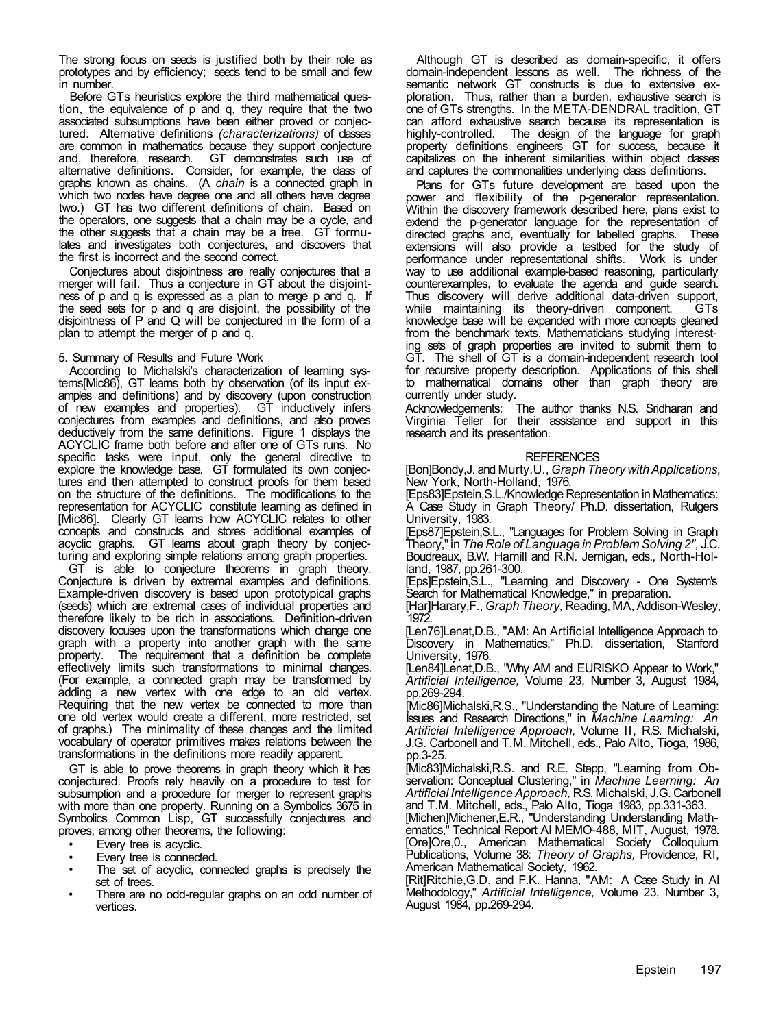The strong focus on seeds is justified both by their role as prototypes and by efficiency; seeds tend to be small and few in number.

Before GTs heuristics explore the third mathematical question, the equivalence of p and q, they require that the two associated subsumptions have been either proved or conjectured. Alternative definitions *(characterizations)* of classes are common in mathematics because they support conjecture and, therefore, research. GT demonstrates such use of alternative definitions. Consider, for example, the class of graphs known as chains. (A *chain* is a connected graph in which two nodes have degree one and all others have degree two.) GT has two different definitions of chain. Based on the operators, one suggests that a chain may be a cycle, and the other suggests that a chain may be a tree. GT formulates and investigates both conjectures, and discovers that the first is incorrect and the second correct.

Conjectures about disjointness are really conjectures that a merger will fail. Thus a conjecture in GT about the disjointness of p and q is expressed as a plan to merge p and q. If the seed sets for p and q are disjoint, the possibility of the disjointness of P and Q will be conjectured in the form of a plan to attempt the merger of p and q.

## 5. Summary of Results and Future Work

According to Michalski's characterization of learning systems[Mic86], GT learns both by observation (of its input examples and definitions) and by discovery (upon construction of new examples and properties). GT inductively infers conjectures from examples and definitions, and also proves deductively from the same definitions. Figure 1 displays the ACYCLIC frame both before and after one of GTs runs. No specific tasks were input, only the general directive to explore the knowledge base. GT formulated its own conjectures and then attempted to construct proofs for them based on the structure of the definitions. The modifications to the representation for ACYCLIC constitute learning as defined in [Mic86]. Clearly GT learns how ACYCLIC relates to other concepts and constructs and stores additional examples of acyclic graphs. GT learns about graph theory by conjecturing and exploring simple relations among graph properties.

GT is able to conjecture theorems in graph theory. Conjecture is driven by extremal examples and definitions. Example-driven discovery is based upon prototypical graphs (seeds) which are extremal cases of individual properties and therefore likely to be rich in associations. Definition-driven discovery focuses upon the transformations which change one graph with a property into another graph with the same property. The requirement that a definition be complete effectively limits such transformations to minimal changes. (For example, a connected graph may be transformed by adding a new vertex with one edge to an old vertex. Requiring that the new vertex be connected to more than one old vertex would create a different, more restricted, set of graphs.) The minimality of these changes and the limited vocabulary of operator primitives makes relations between the transformations in the definitions more readily apparent.

GT is able to prove theorems in graph theory which it has conjectured. Proofs rely heavily on a procedure to test for subsumption and a procedure for merger to represent graphs with more than one property. Running on a Symbolics 3675 in Symbolics Common Lisp, GT successfully conjectures and proves, among other theorems, the following:

- Every tree is acyclic.
- Every tree is connected.
- The set of acyclic, connected graphs is precisely the set of trees.
- There are no odd-regular graphs on an odd number of vertices.

Although GT is described as domain-specific, it offers domain-independent lessons as well. The richness of the semantic network GT constructs is due to extensive exploration. Thus, rather than a burden, exhaustive search is one of GTs strengths. In the META-DENDRAL tradition, GT can afford exhaustive search because its representation is highly-controlled. The design of the language for graph property definitions engineers GT for success, because it capitalizes on the inherent similarities within object classes and captures the commonalities underlying class definitions.

Plans for GTs future development are based upon the power and flexibility of the p-generator representation. Within the discovery framework described here, plans exist to extend the p-generator language for the representation of directed graphs and, eventually for labelled graphs. These extensions will also provide a testbed for the study of performance under representational shifts. Work is under way to use additional example-based reasoning, particularly counterexamples, to evaluate the agenda and guide search. Thus discovery will derive additional data-driven support, while maintaining its theory-driven component. GTs knowledge base will be expanded with more concepts gleaned from the benchmark texts. Mathematicians studying interesting sets of graph properties are invited to submit them to GT. The shell of GT is a domain-independent research tool for recursive property description. Applications of this shell to mathematical domains other than graph theory are currently under study.

Acknowledgements: The author thanks N.S. Sridharan and Virginia Teller for their assistance and support in this research and its presentation.

## REFERENCES

[Bon]Bondy,J. and Murty.U., *Graph Theory with Applications,* New York, North-Holland, 1976.

[Eps83]Epstein,S.L./Knowledge Representation in Mathematics: A Case Study in Graph Theory/ Ph.D. dissertation, Rutgers University, 1983.

[Eps87]Epstein,S.L., "Languages for Problem Solving in Graph Theory," in *The Role of Language in Problem Solving 2",* J.C. Boudreaux, B.W. Hamill and R.N. Jernigan, eds., North-Holland, 1987, pp.261-300.

[Eps]Epstein,S.L., "Learning and Discovery - One System's Search for Mathematical Knowledge," in preparation.

[Har]Harary,F., *Graph Theory,* Reading, MA, Addison-Wesley, 1972.

[Len76]Lenat,D.B., "AM: An Artificial Intelligence Approach to Discovery in Mathematics," Ph.D. dissertation, Stanford University, 1976.

[Len84]Lenat,D.B., "Why AM and EURISKO Appear to Work," *Artificial Intelligence,* Volume 23, Number 3, August 1984, pp.269-294.

[Mic86]Michalski,R.S., "Understanding the Nature of Learning: Issues and Research Directions," in *Machine Learning: An Artificial Intelligence Approach,* Volume II, R.S. Michalski, J.G. Carbonell and T.M. Mitchell, eds., Palo Alto, Tioga, 1986, pp.3-25.

[Mic83]Michalski,R.S. and R.E. Stepp, "Learning from Observation: Conceptual Clustering," in *Machine Learning: An Artificial Intelligence Approach,* R.S. Michalski, J.G. Carbonell and T.M. Mitchell, eds., Palo Alto, Tioga 1983, pp.331-363.

[Michen]Michener,E.R., "Understanding Understanding Mathematics," Technical Report AI MEMO-488, MIT, August, 1978.

[Ore]Ore,0., American Mathematical Society Colloquium Publications, Volume 38: *Theory of Graphs,* Providence, RI, American Mathematical Society, 1962.

[Rit]Ritchie,G.D. and F.K. Hanna, "AM: A Case Study in AI Methodology," *Artificial Intelligence,* Volume 23, Number 3, August 1984, pp.269-294.